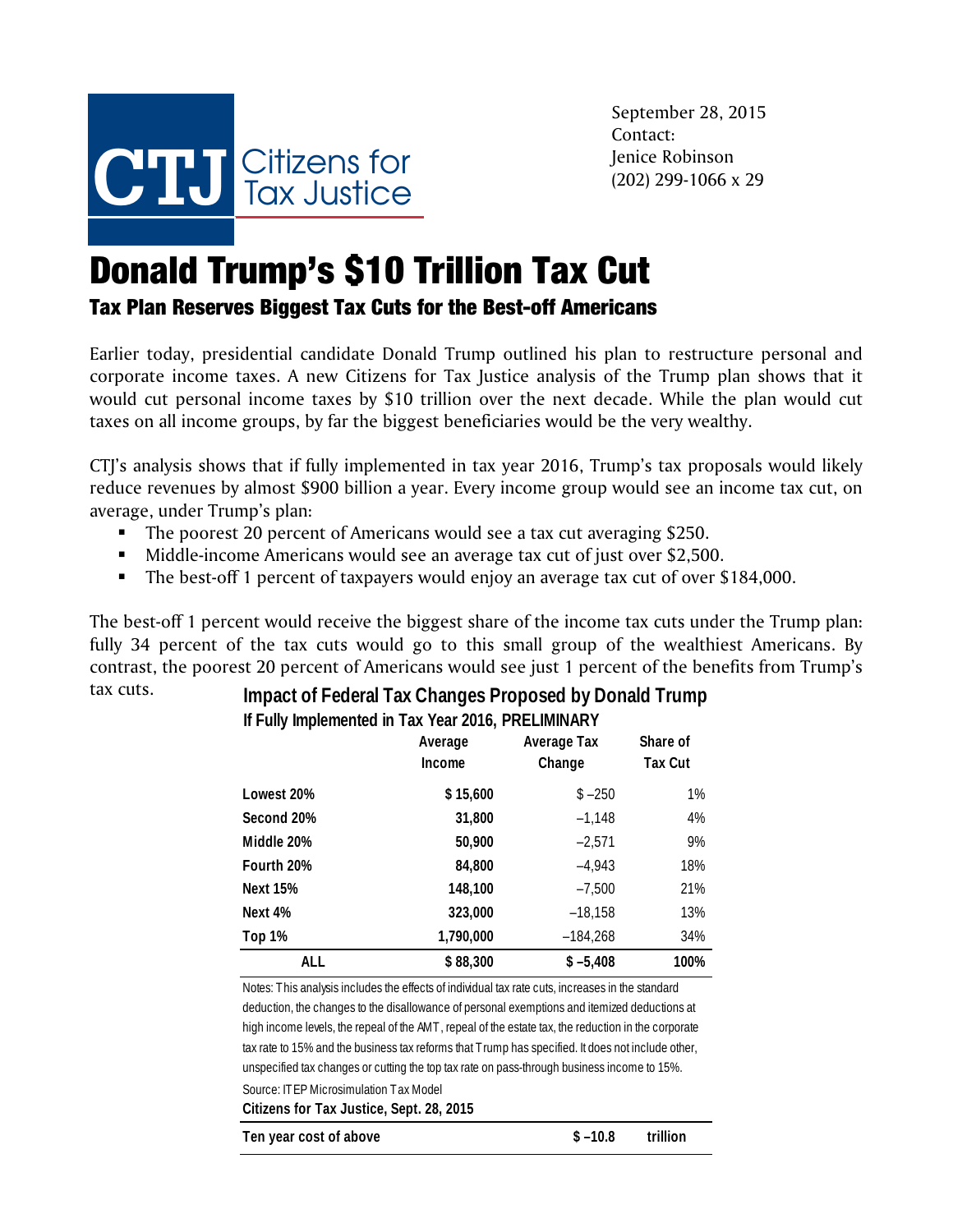Citizens for Tax Justice

September 28, 2015
Contact:
Jenice Robinson
(202) 299-1066 x 29

# Donald Trump's $10 Trillion Tax Cut

## Tax Plan Reserves Biggest Tax Cuts for the Best-off Americans

Earlier today, presidential candidate Donald Trump outlined his plan to restructure personal and corporate income taxes. A new Citizens for Tax Justice analysis of the Trump plan shows that it would cut personal income taxes by $10 trillion over the next decade. While the plan would cut taxes on all income groups, by far the biggest beneficiaries would be the very wealthy.

CTJ's analysis shows that if fully implemented in tax year 2016, Trump's tax proposals would likely reduce revenues by almost $900 billion a year. Every income group would see an income tax cut, on average, under Trump's plan:

- The poorest 20 percent of Americans would see a tax cut averaging $250.
- Middle-income Americans would see an average tax cut of just over $2,500.
- The best-off 1 percent of taxpayers would enjoy an average tax cut of over $184,000.

The best-off 1 percent would receive the biggest share of the income tax cuts under the Trump plan: fully 34 percent of the tax cuts would go to this small group of the wealthiest Americans. By contrast, the poorest 20 percent of Americans would see just 1 percent of the benefits from Trump's tax cuts.

**Impact of Federal Tax Changes Proposed by Donald Trump**
**If Fully Implemented in Tax Year 2016, PRELIMINARY**

| | Average Income | Average Tax Change | Share of Tax Cut |
|---|---|---|---|
| **Lowest 20%** | **$ 15,600** | $ –250 | 1% |
| **Second 20%** | **31,800** | –1,148 | 4% |
| **Middle 20%** | **50,900** | –2,571 | 9% |
| **Fourth 20%** | **84,800** | –4,943 | 18% |
| **Next 15%** | **148,100** | –7,500 | 21% |
| **Next 4%** | **323,000** | –18,158 | 13% |
| **Top 1%** | **1,790,000** | –184,268 | 34% |
| **ALL** | **$ 88,300** | **$ –5,408** | **100%** |

Notes: This analysis includes the effects of individual tax rate cuts, increases in the standard deduction, the changes to the disallowance of personal exemptions and itemized deductions at high income levels, the repeal of the AMT, repeal of the estate tax, the reduction in the corporate tax rate to 15% and the business tax reforms that Trump has specified. It does not include other, unspecified tax changes or cutting the top tax rate on pass-through business income to 15%.

Source: ITEP Microsimulation Tax Model

**Citizens for Tax Justice, Sept. 28, 2015**

| **Ten year cost of above** | **$ –10.8** | **trillion** |
|---|---|---|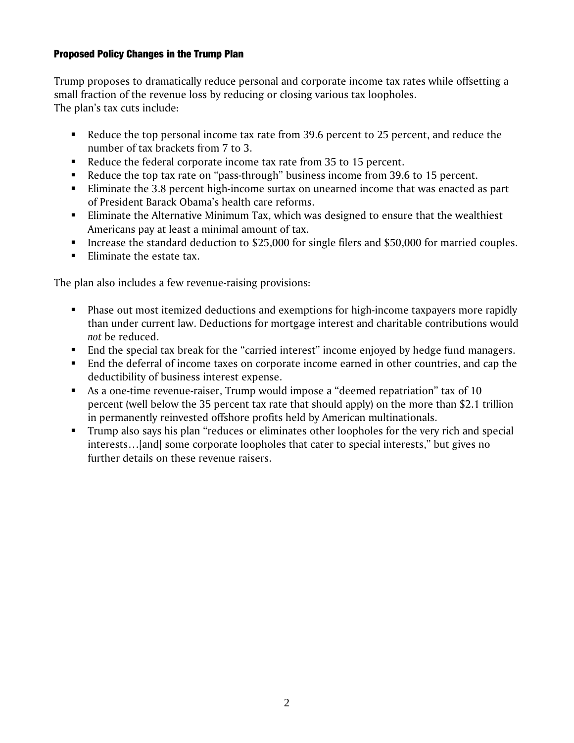### Proposed Policy Changes in the Trump Plan

Trump proposes to dramatically reduce personal and corporate income tax rates while offsetting a small fraction of the revenue loss by reducing or closing various tax loopholes.
The plan's tax cuts include:

- Reduce the top personal income tax rate from 39.6 percent to 25 percent, and reduce the number of tax brackets from 7 to 3.
- Reduce the federal corporate income tax rate from 35 to 15 percent.
- Reduce the top tax rate on "pass-through" business income from 39.6 to 15 percent.
- Eliminate the 3.8 percent high-income surtax on unearned income that was enacted as part of President Barack Obama's health care reforms.
- Eliminate the Alternative Minimum Tax, which was designed to ensure that the wealthiest Americans pay at least a minimal amount of tax.
- Increase the standard deduction to $25,000 for single filers and $50,000 for married couples.
- Eliminate the estate tax.

The plan also includes a few revenue-raising provisions:

- Phase out most itemized deductions and exemptions for high-income taxpayers more rapidly than under current law. Deductions for mortgage interest and charitable contributions would *not* be reduced.
- End the special tax break for the "carried interest" income enjoyed by hedge fund managers.
- End the deferral of income taxes on corporate income earned in other countries, and cap the deductibility of business interest expense.
- As a one-time revenue-raiser, Trump would impose a "deemed repatriation" tax of 10 percent (well below the 35 percent tax rate that should apply) on the more than $2.1 trillion in permanently reinvested offshore profits held by American multinationals.
- Trump also says his plan "reduces or eliminates other loopholes for the very rich and special interests…[and] some corporate loopholes that cater to special interests," but gives no further details on these revenue raisers.